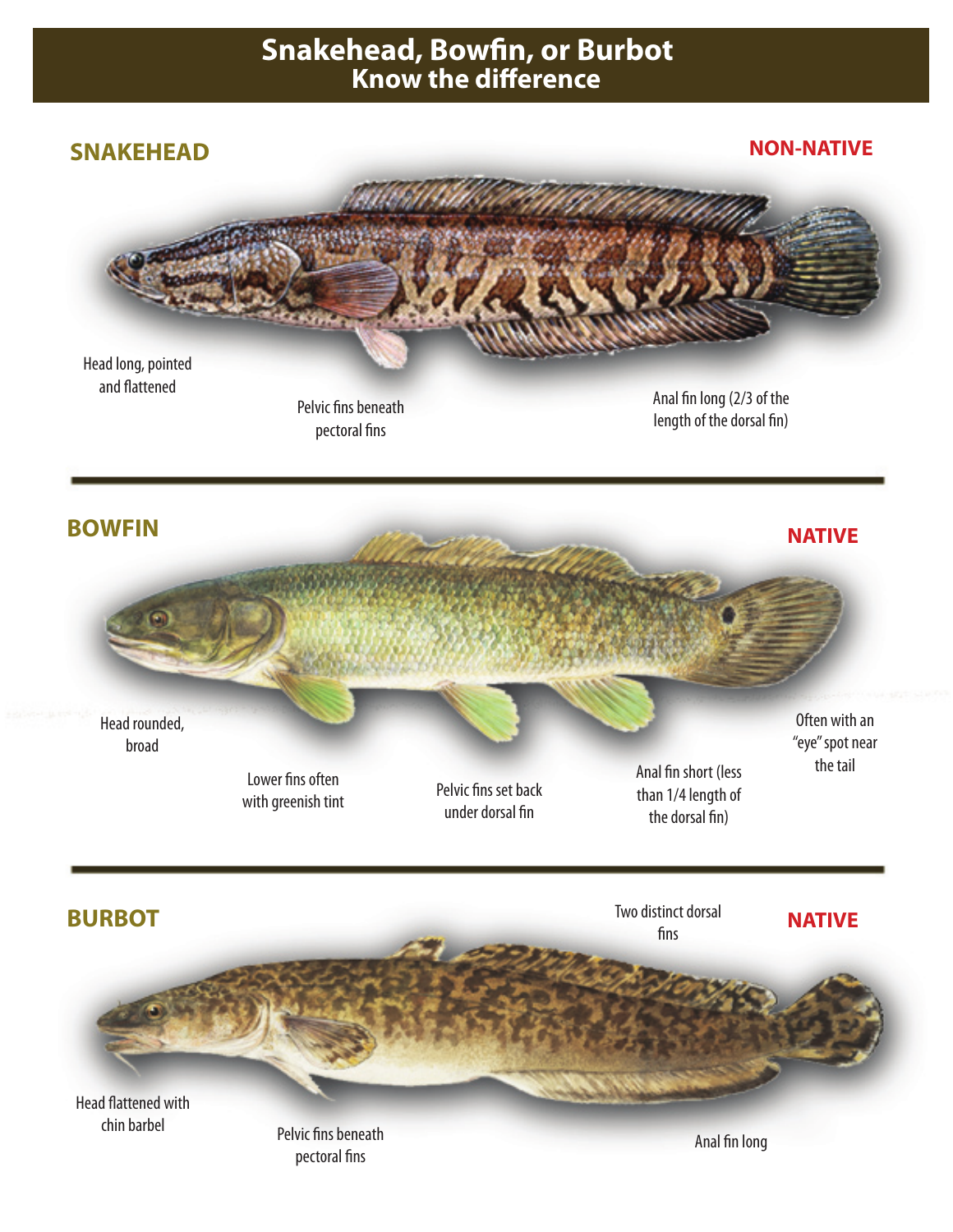# Snakehead, Bowfin, or Burbot
## Know the difference

## SNAKEHEAD

**NON-NATIVE**

Head long, pointed and flattened

Pelvic fins beneath pectoral fins

Anal fin long (2/3 of the length of the dorsal fin)

## BOWFIN

**NATIVE**

Head rounded, broad

Lower fins often with greenish tint

Pelvic fins set back under dorsal fin

Anal fin short (less than 1/4 length of the dorsal fin)

Often with an "eye" spot near the tail

## BURBOT

**NATIVE**

Two distinct dorsal fins

Head flattened with chin barbel

Pelvic fins beneath pectoral fins

Anal fin long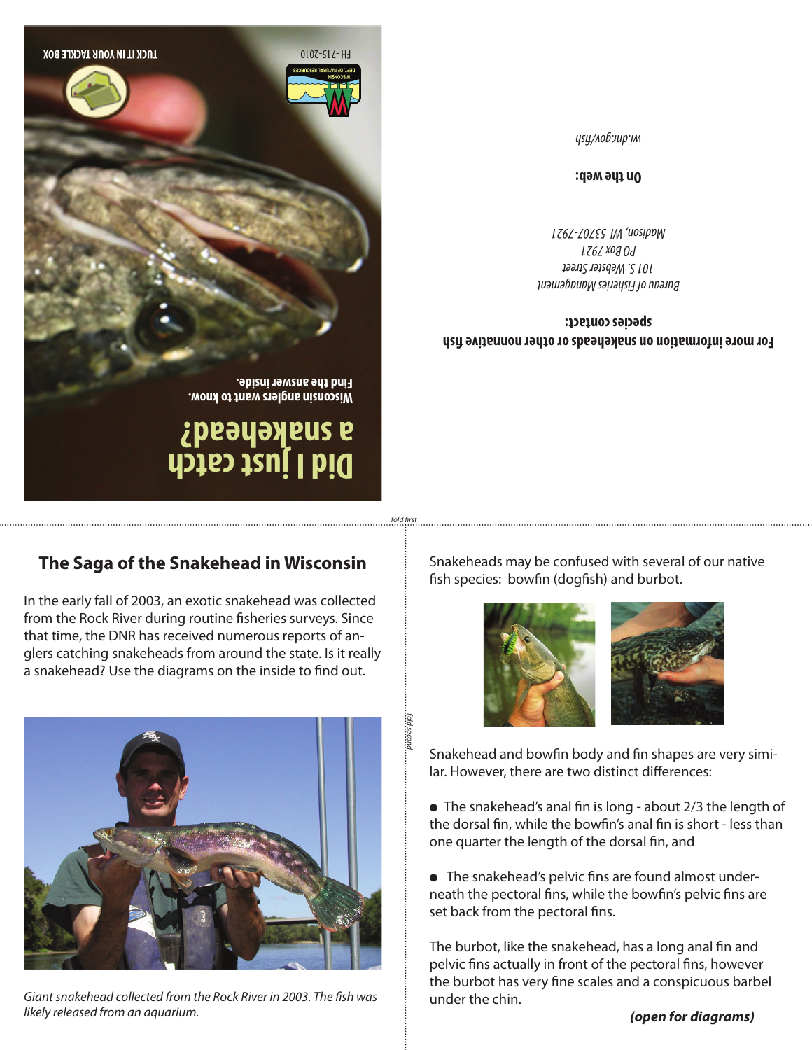TUCK IT IN YOUR TACKLE BOX

FH-715-2010

WISCONSIN DEPT. OF NATURAL RESOURCES

# Did I just catch a snakehead?

Wisconsin anglers want to know. Find the answer inside.

**For more information on snakeheads or other nonnative fish species contact:**

*Bureau of Fisheries Management*
*101 S. Webster Street*
*PO Box 7921*
*Madison, WI 53707-7921*

**On the web:**

*wi.dnr.gov/fish*

*fold first*

*fold second*

## The Saga of the Snakehead in Wisconsin

In the early fall of 2003, an exotic snakehead was collected from the Rock River during routine fisheries surveys. Since that time, the DNR has received numerous reports of anglers catching snakeheads from around the state. Is it really a snakehead? Use the diagrams on the inside to find out.

*Giant snakehead collected from the Rock River in 2003. The fish was likely released from an aquarium.*

Snakeheads may be confused with several of our native fish species: bowfin (dogfish) and burbot.

Snakehead and bowfin body and fin shapes are very similar. However, there are two distinct differences:

- The snakehead's anal fin is long - about 2/3 the length of the dorsal fin, while the bowfin's anal fin is short - less than one quarter the length of the dorsal fin, and

- The snakehead's pelvic fins are found almost underneath the pectoral fins, while the bowfin's pelvic fins are set back from the pectoral fins.

The burbot, like the snakehead, has a long anal fin and pelvic fins actually in front of the pectoral fins, however the burbot has very fine scales and a conspicuous barbel under the chin.

***(open for diagrams)***